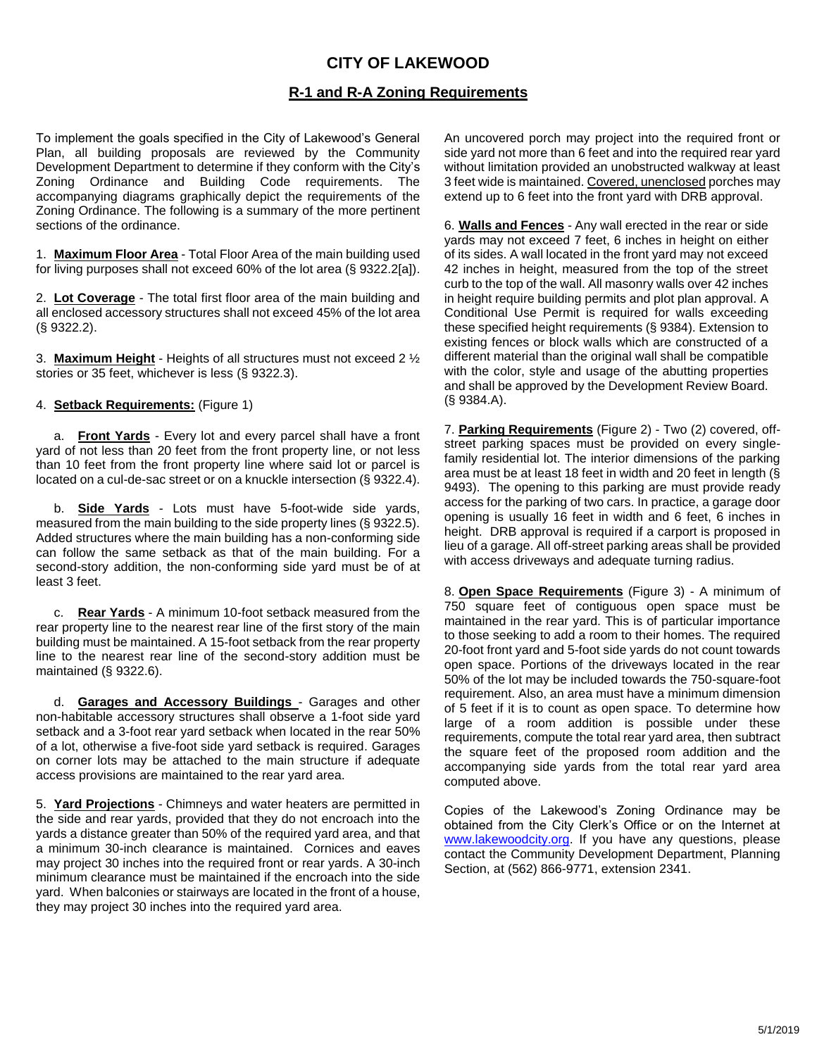# CITY OF LAKEWOOD

## R-1 and R-A Zoning Requirements

To implement the goals specified in the City of Lakewood's General Plan, all building proposals are reviewed by the Community Development Department to determine if they conform with the City's Zoning Ordinance and Building Code requirements. The accompanying diagrams graphically depict the requirements of the Zoning Ordinance. The following is a summary of the more pertinent sections of the ordinance.

1. **Maximum Floor Area** - Total Floor Area of the main building used for living purposes shall not exceed 60% of the lot area (§ 9322.2[a]).

2. **Lot Coverage** - The total first floor area of the main building and all enclosed accessory structures shall not exceed 45% of the lot area (§ 9322.2).

3. **Maximum Height** - Heights of all structures must not exceed 2 ½ stories or 35 feet, whichever is less (§ 9322.3).

4. **Setback Requirements:** (Figure 1)

   a. **Front Yards** - Every lot and every parcel shall have a front yard of not less than 20 feet from the front property line, or not less than 10 feet from the front property line where said lot or parcel is located on a cul-de-sac street or on a knuckle intersection (§ 9322.4).

   b. **Side Yards** - Lots must have 5-foot-wide side yards, measured from the main building to the side property lines (§ 9322.5). Added structures where the main building has a non-conforming side can follow the same setback as that of the main building. For a second-story addition, the non-conforming side yard must be of at least 3 feet.

   c. **Rear Yards** - A minimum 10-foot setback measured from the rear property line to the nearest rear line of the first story of the main building must be maintained. A 15-foot setback from the rear property line to the nearest rear line of the second-story addition must be maintained (§ 9322.6).

   d. **Garages and Accessory Buildings** - Garages and other non-habitable accessory structures shall observe a 1-foot side yard setback and a 3-foot rear yard setback when located in the rear 50% of a lot, otherwise a five-foot side yard setback is required. Garages on corner lots may be attached to the main structure if adequate access provisions are maintained to the rear yard area.

5. **Yard Projections** - Chimneys and water heaters are permitted in the side and rear yards, provided that they do not encroach into the yards a distance greater than 50% of the required yard area, and that a minimum 30-inch clearance is maintained. Cornices and eaves may project 30 inches into the required front or rear yards. A 30-inch minimum clearance must be maintained if the encroach into the side yard. When balconies or stairways are located in the front of a house, they may project 30 inches into the required yard area.

An uncovered porch may project into the required front or side yard not more than 6 feet and into the required rear yard without limitation provided an unobstructed walkway at least 3 feet wide is maintained. Covered, unenclosed porches may extend up to 6 feet into the front yard with DRB approval.

6. **Walls and Fences** - Any wall erected in the rear or side yards may not exceed 7 feet, 6 inches in height on either of its sides. A wall located in the front yard may not exceed 42 inches in height, measured from the top of the street curb to the top of the wall. All masonry walls over 42 inches in height require building permits and plot plan approval. A Conditional Use Permit is required for walls exceeding these specified height requirements (§ 9384). Extension to existing fences or block walls which are constructed of a different material than the original wall shall be compatible with the color, style and usage of the abutting properties and shall be approved by the Development Review Board. (§ 9384.A).

7. **Parking Requirements** (Figure 2) - Two (2) covered, off-street parking spaces must be provided on every single-family residential lot. The interior dimensions of the parking area must be at least 18 feet in width and 20 feet in length (§ 9493). The opening to this parking are must provide ready access for the parking of two cars. In practice, a garage door opening is usually 16 feet in width and 6 feet, 6 inches in height. DRB approval is required if a carport is proposed in lieu of a garage. All off-street parking areas shall be provided with access driveways and adequate turning radius.

8. **Open Space Requirements** (Figure 3) - A minimum of 750 square feet of contiguous open space must be maintained in the rear yard. This is of particular importance to those seeking to add a room to their homes. The required 20-foot front yard and 5-foot side yards do not count towards open space. Portions of the driveways located in the rear 50% of the lot may be included towards the 750-square-foot requirement. Also, an area must have a minimum dimension of 5 feet if it is to count as open space. To determine how large of a room addition is possible under these requirements, compute the total rear yard area, then subtract the square feet of the proposed room addition and the accompanying side yards from the total rear yard area computed above.

Copies of the Lakewood's Zoning Ordinance may be obtained from the City Clerk's Office or on the Internet at www.lakewoodcity.org. If you have any questions, please contact the Community Development Department, Planning Section, at (562) 866-9771, extension 2341.

5/1/2019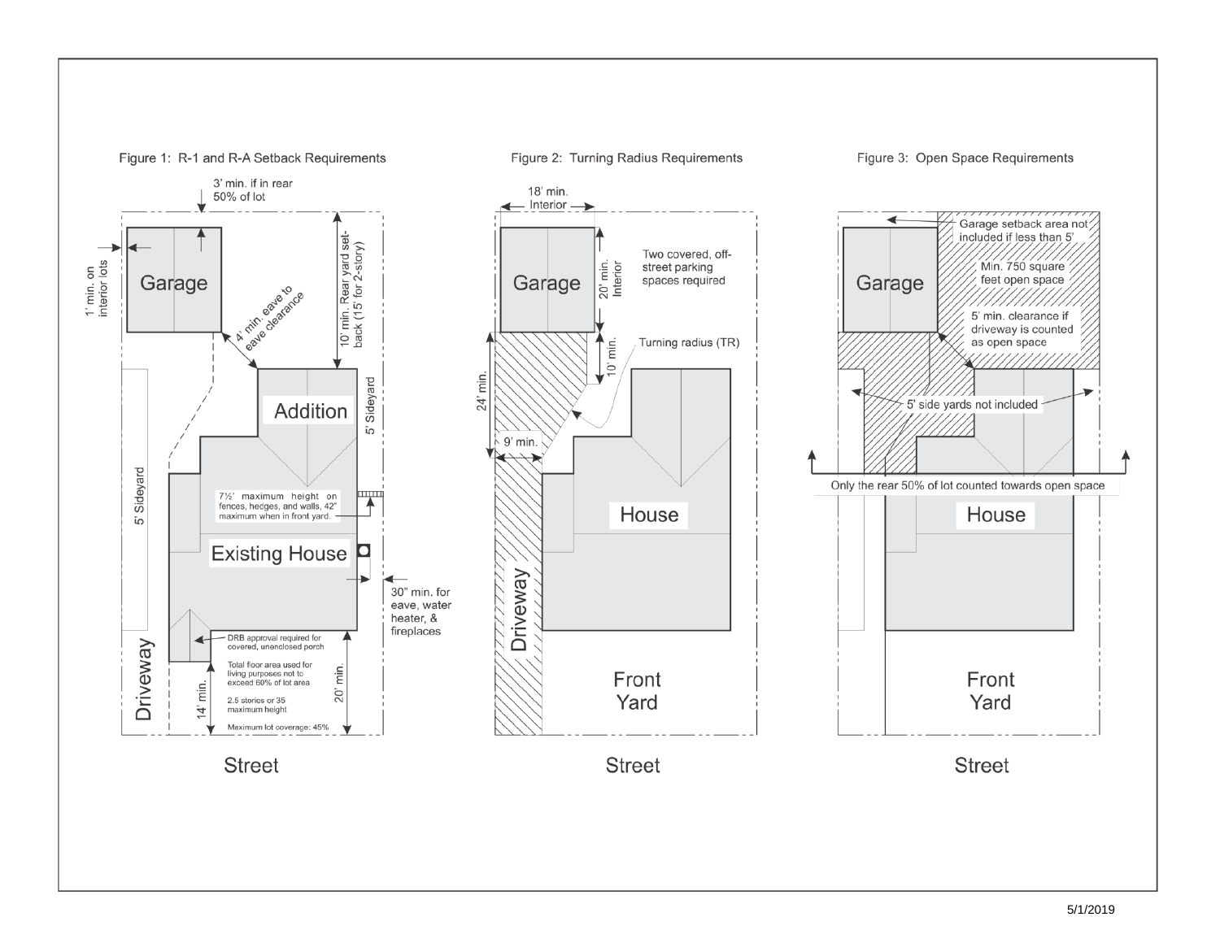Figure 1: R-1 and R-A Setback Requirements

3' min. if in rear 50% of lot

1' min. on interior lots

Garage

4' min. eave to eave clearance

10' min. Rear yard setback (15' for 2-story)

Addition

5' Sideyard

5' Sideyard

7½' maximum height on fences, hedges, and walls, 42" maximum when in front yard.

Existing House

30" min. for eave, water heater, & fireplaces

DRB approval required for covered, unenclosed porch

Total floor area used for living purposes not to exceed 60% of lot area

2.5 stories or 35 maximum height

Maximum lot coverage: 45%

Driveway

14' min.

20' min.

Street

Figure 2: Turning Radius Requirements

18' min. Interior

Garage

20' min. Interior

Two covered, off-street parking spaces required

10' min.

Turning radius (TR)

24' min.

9' min.

House

Driveway

Front Yard

Street

Figure 3: Open Space Requirements

Garage setback area not included if less than 5'

Garage

Min. 750 square feet open space

5' min. clearance if driveway is counted as open space

5' side yards not included

Only the rear 50% of lot counted towards open space

House

Front Yard

Street

5/1/2019